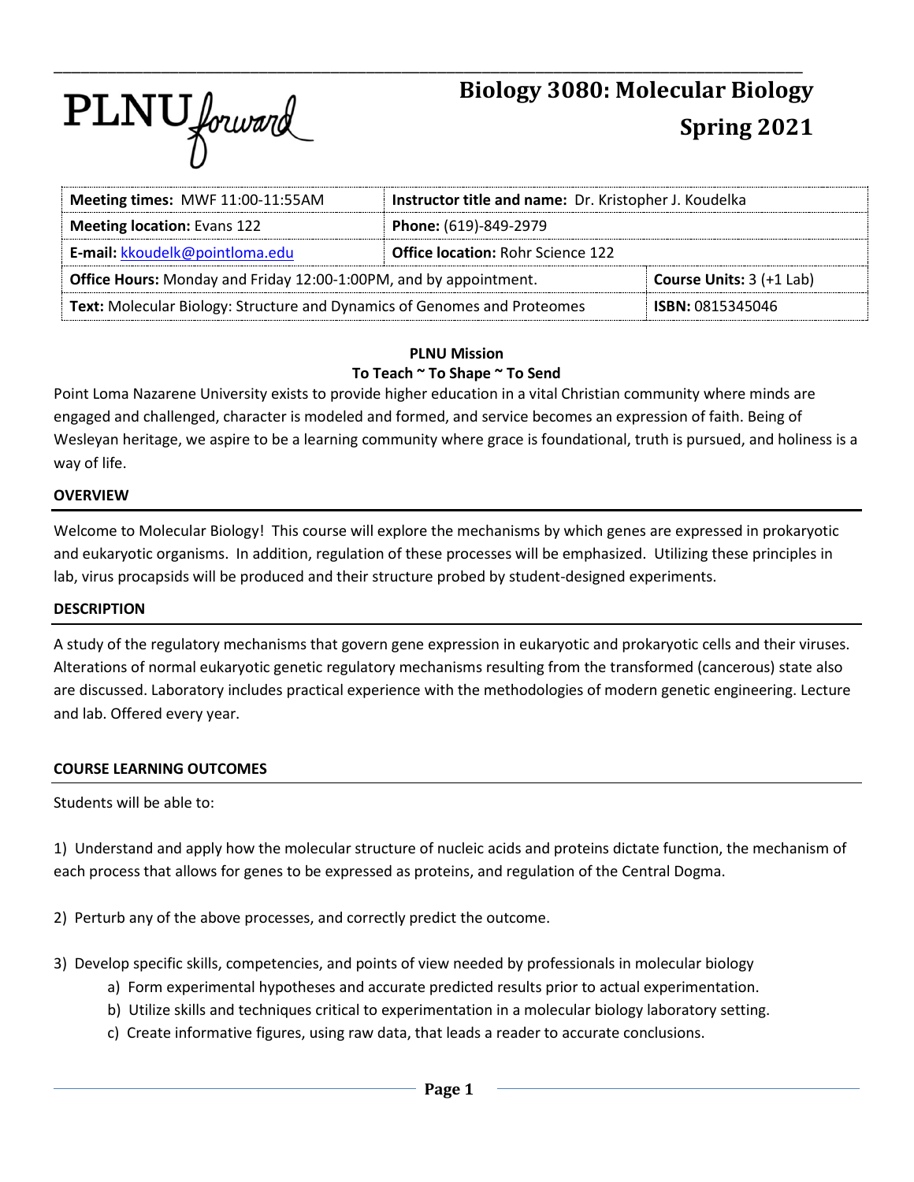PLNU *forward*

# Biology 3080: Molecular Biology
# Spring 2021

| **Meeting times:** MWF 11:00-11:55AM | **Instructor title and name:** Dr. Kristopher J. Koudelka | |
|---|---|---|
| **Meeting location:** Evans 122 | **Phone:** (619)-849-2979 | |
| **E-mail:** [kkoudelk@pointloma.edu](mailto:kkoudelk@pointloma.edu) | **Office location:** Rohr Science 122 | |
| **Office Hours:** Monday and Friday 12:00-1:00PM, and by appointment. | | **Course Units:** 3 (+1 Lab) |
| **Text:** Molecular Biology: Structure and Dynamics of Genomes and Proteomes | | **ISBN:** 0815345046 |

**PLNU Mission**
**To Teach ~ To Shape ~ To Send**

Point Loma Nazarene University exists to provide higher education in a vital Christian community where minds are engaged and challenged, character is modeled and formed, and service becomes an expression of faith. Being of Wesleyan heritage, we aspire to be a learning community where grace is foundational, truth is pursued, and holiness is a way of life.

## OVERVIEW

Welcome to Molecular Biology! This course will explore the mechanisms by which genes are expressed in prokaryotic and eukaryotic organisms. In addition, regulation of these processes will be emphasized. Utilizing these principles in lab, virus procapsids will be produced and their structure probed by student-designed experiments.

## DESCRIPTION

A study of the regulatory mechanisms that govern gene expression in eukaryotic and prokaryotic cells and their viruses. Alterations of normal eukaryotic genetic regulatory mechanisms resulting from the transformed (cancerous) state also are discussed. Laboratory includes practical experience with the methodologies of modern genetic engineering. Lecture and lab. Offered every year.

## COURSE LEARNING OUTCOMES

Students will be able to:

1) Understand and apply how the molecular structure of nucleic acids and proteins dictate function, the mechanism of each process that allows for genes to be expressed as proteins, and regulation of the Central Dogma.

2) Perturb any of the above processes, and correctly predict the outcome.

3) Develop specific skills, competencies, and points of view needed by professionals in molecular biology
   a) Form experimental hypotheses and accurate predicted results prior to actual experimentation.
   b) Utilize skills and techniques critical to experimentation in a molecular biology laboratory setting.
   c) Create informative figures, using raw data, that leads a reader to accurate conclusions.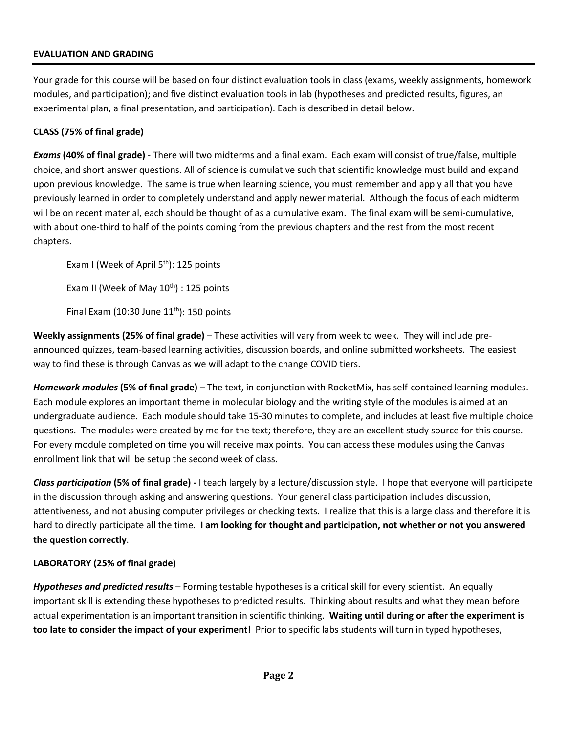## EVALUATION AND GRADING

Your grade for this course will be based on four distinct evaluation tools in class (exams, weekly assignments, homework modules, and participation); and five distinct evaluation tools in lab (hypotheses and predicted results, figures, an experimental plan, a final presentation, and participation). Each is described in detail below.

### CLASS (75% of final grade)

***Exams* (40% of final grade)** - There will two midterms and a final exam. Each exam will consist of true/false, multiple choice, and short answer questions. All of science is cumulative such that scientific knowledge must build and expand upon previous knowledge. The same is true when learning science, you must remember and apply all that you have previously learned in order to completely understand and apply newer material. Although the focus of each midterm will be on recent material, each should be thought of as a cumulative exam. The final exam will be semi-cumulative, with about one-third to half of the points coming from the previous chapters and the rest from the most recent chapters.

Exam I (Week of April 5th): 125 points

Exam II (Week of May 10th) : 125 points

Final Exam (10:30 June 11th): 150 points

**Weekly assignments (25% of final grade)** – These activities will vary from week to week. They will include pre-announced quizzes, team-based learning activities, discussion boards, and online submitted worksheets. The easiest way to find these is through Canvas as we will adapt to the change COVID tiers.

***Homework modules* (5% of final grade)** – The text, in conjunction with RocketMix, has self-contained learning modules. Each module explores an important theme in molecular biology and the writing style of the modules is aimed at an undergraduate audience. Each module should take 15-30 minutes to complete, and includes at least five multiple choice questions. The modules were created by me for the text; therefore, they are an excellent study source for this course. For every module completed on time you will receive max points. You can access these modules using the Canvas enrollment link that will be setup the second week of class.

***Class participation* (5% of final grade) -** I teach largely by a lecture/discussion style. I hope that everyone will participate in the discussion through asking and answering questions. Your general class participation includes discussion, attentiveness, and not abusing computer privileges or checking texts. I realize that this is a large class and therefore it is hard to directly participate all the time. **I am looking for thought and participation, not whether or not you answered the question correctly**.

### LABORATORY (25% of final grade)

***Hypotheses and predicted results*** – Forming testable hypotheses is a critical skill for every scientist. An equally important skill is extending these hypotheses to predicted results. Thinking about results and what they mean before actual experimentation is an important transition in scientific thinking. **Waiting until during or after the experiment is too late to consider the impact of your experiment!** Prior to specific labs students will turn in typed hypotheses,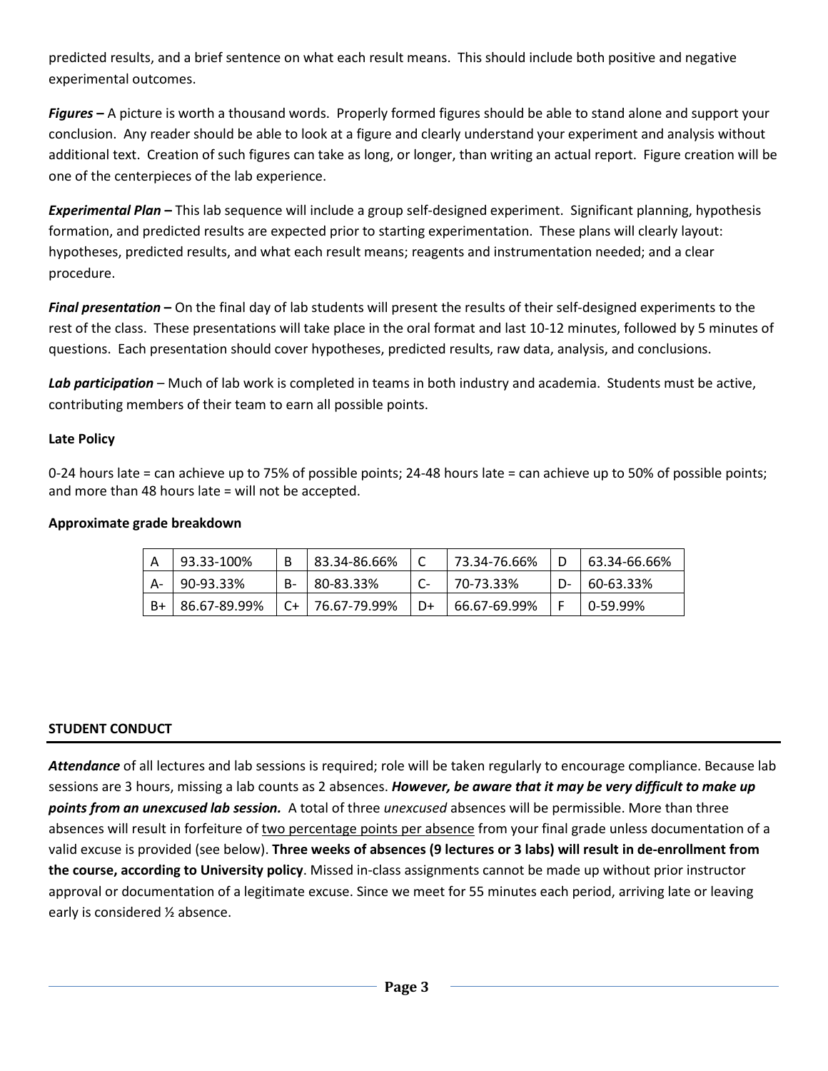predicted results, and a brief sentence on what each result means. This should include both positive and negative experimental outcomes.

***Figures –*** A picture is worth a thousand words. Properly formed figures should be able to stand alone and support your conclusion. Any reader should be able to look at a figure and clearly understand your experiment and analysis without additional text. Creation of such figures can take as long, or longer, than writing an actual report. Figure creation will be one of the centerpieces of the lab experience.

***Experimental Plan –*** This lab sequence will include a group self-designed experiment. Significant planning, hypothesis formation, and predicted results are expected prior to starting experimentation. These plans will clearly layout: hypotheses, predicted results, and what each result means; reagents and instrumentation needed; and a clear procedure.

***Final presentation –*** On the final day of lab students will present the results of their self-designed experiments to the rest of the class. These presentations will take place in the oral format and last 10-12 minutes, followed by 5 minutes of questions. Each presentation should cover hypotheses, predicted results, raw data, analysis, and conclusions.

***Lab participation*** – Much of lab work is completed in teams in both industry and academia. Students must be active, contributing members of their team to earn all possible points.

**Late Policy**

0-24 hours late = can achieve up to 75% of possible points; 24-48 hours late = can achieve up to 50% of possible points; and more than 48 hours late = will not be accepted.

**Approximate grade breakdown**

| | | | | | | | |
|---|---|---|---|---|---|---|---|
| A | 93.33-100% | B | 83.34-86.66% | C | 73.34-76.66% | D | 63.34-66.66% |
| A- | 90-93.33% | B- | 80-83.33% | C- | 70-73.33% | D- | 60-63.33% |
| B+ | 86.67-89.99% | C+ | 76.67-79.99% | D+ | 66.67-69.99% | F | 0-59.99% |

## STUDENT CONDUCT

***Attendance*** of all lectures and lab sessions is required; role will be taken regularly to encourage compliance. Because lab sessions are 3 hours, missing a lab counts as 2 absences. ***However, be aware that it may be very difficult to make up points from an unexcused lab session.*** A total of three *unexcused* absences will be permissible. More than three absences will result in forfeiture of <u>two percentage points per absence</u> from your final grade unless documentation of a valid excuse is provided (see below). **Three weeks of absences (9 lectures or 3 labs) will result in de-enrollment from the course, according to University policy**. Missed in-class assignments cannot be made up without prior instructor approval or documentation of a legitimate excuse. Since we meet for 55 minutes each period, arriving late or leaving early is considered ½ absence.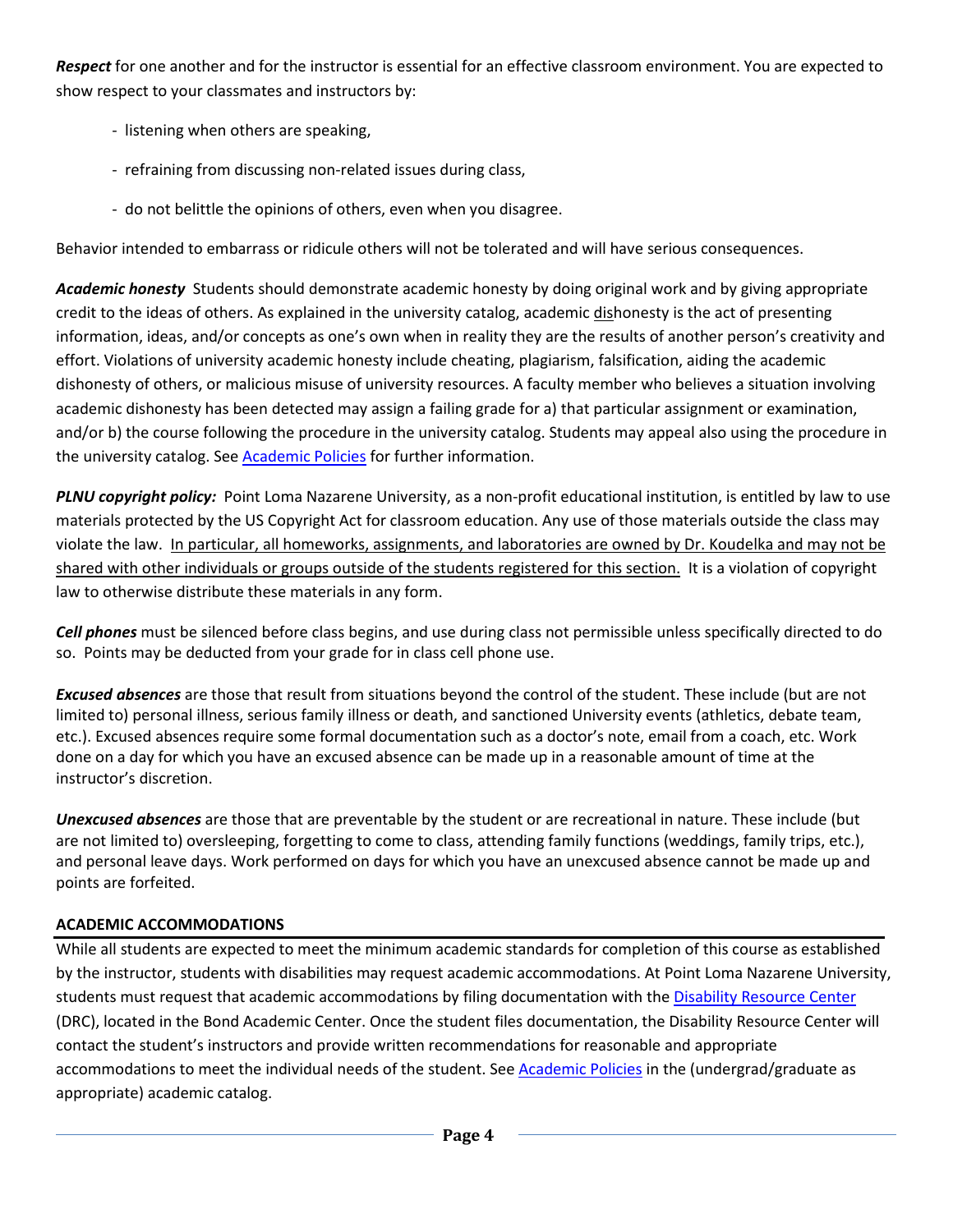***Respect*** for one another and for the instructor is essential for an effective classroom environment. You are expected to show respect to your classmates and instructors by:

- listening when others are speaking,
- refraining from discussing non-related issues during class,
- do not belittle the opinions of others, even when you disagree.

Behavior intended to embarrass or ridicule others will not be tolerated and will have serious consequences.

***Academic honesty*** Students should demonstrate academic honesty by doing original work and by giving appropriate credit to the ideas of others. As explained in the university catalog, academic <u>dis</u>honesty is the act of presenting information, ideas, and/or concepts as one's own when in reality they are the results of another person's creativity and effort. Violations of university academic honesty include cheating, plagiarism, falsification, aiding the academic dishonesty of others, or malicious misuse of university resources. A faculty member who believes a situation involving academic dishonesty has been detected may assign a failing grade for a) that particular assignment or examination, and/or b) the course following the procedure in the university catalog. Students may appeal also using the procedure in the university catalog. See [Academic Policies] for further information.

***PLNU copyright policy:*** Point Loma Nazarene University, as a non-profit educational institution, is entitled by law to use materials protected by the US Copyright Act for classroom education. Any use of those materials outside the class may violate the law. <u>In particular, all homeworks, assignments, and laboratories are owned by Dr. Koudelka and may not be shared with other individuals or groups outside of the students registered for this section.</u> It is a violation of copyright law to otherwise distribute these materials in any form.

***Cell phones*** must be silenced before class begins, and use during class not permissible unless specifically directed to do so. Points may be deducted from your grade for in class cell phone use.

***Excused absences*** are those that result from situations beyond the control of the student. These include (but are not limited to) personal illness, serious family illness or death, and sanctioned University events (athletics, debate team, etc.). Excused absences require some formal documentation such as a doctor's note, email from a coach, etc. Work done on a day for which you have an excused absence can be made up in a reasonable amount of time at the instructor's discretion.

***Unexcused absences*** are those that are preventable by the student or are recreational in nature. These include (but are not limited to) oversleeping, forgetting to come to class, attending family functions (weddings, family trips, etc.), and personal leave days. Work performed on days for which you have an unexcused absence cannot be made up and points are forfeited.

## ACADEMIC ACCOMMODATIONS

While all students are expected to meet the minimum academic standards for completion of this course as established by the instructor, students with disabilities may request academic accommodations. At Point Loma Nazarene University, students must request that academic accommodations by filing documentation with the [Disability Resource Center] (DRC), located in the Bond Academic Center. Once the student files documentation, the Disability Resource Center will contact the student's instructors and provide written recommendations for reasonable and appropriate accommodations to meet the individual needs of the student. See [Academic Policies] in the (undergrad/graduate as appropriate) academic catalog.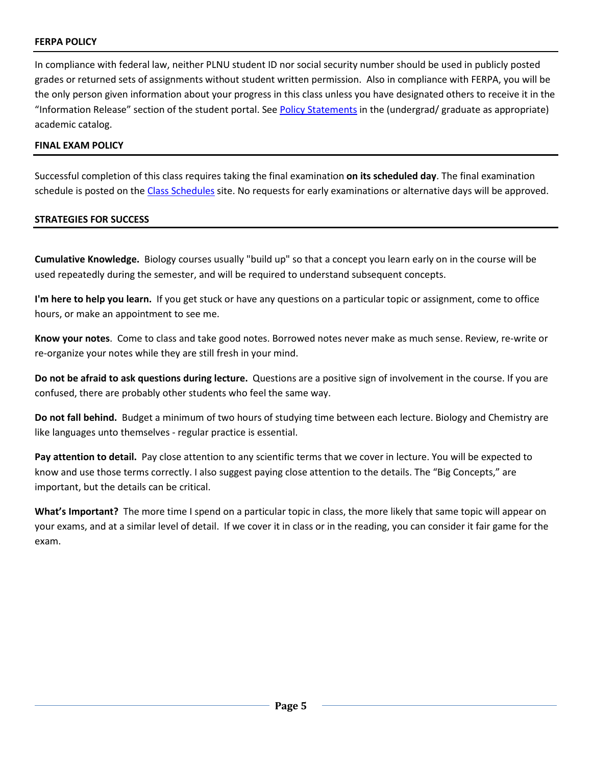## FERPA POLICY

In compliance with federal law, neither PLNU student ID nor social security number should be used in publicly posted grades or returned sets of assignments without student written permission. Also in compliance with FERPA, you will be the only person given information about your progress in this class unless you have designated others to receive it in the "Information Release" section of the student portal. See Policy Statements in the (undergrad/ graduate as appropriate) academic catalog.

## FINAL EXAM POLICY

Successful completion of this class requires taking the final examination **on its scheduled day**. The final examination schedule is posted on the Class Schedules site. No requests for early examinations or alternative days will be approved.

## STRATEGIES FOR SUCCESS

**Cumulative Knowledge.** Biology courses usually "build up" so that a concept you learn early on in the course will be used repeatedly during the semester, and will be required to understand subsequent concepts.

**I'm here to help you learn.** If you get stuck or have any questions on a particular topic or assignment, come to office hours, or make an appointment to see me.

**Know your notes**. Come to class and take good notes. Borrowed notes never make as much sense. Review, re-write or re-organize your notes while they are still fresh in your mind.

**Do not be afraid to ask questions during lecture.** Questions are a positive sign of involvement in the course. If you are confused, there are probably other students who feel the same way.

**Do not fall behind.** Budget a minimum of two hours of studying time between each lecture. Biology and Chemistry are like languages unto themselves - regular practice is essential.

**Pay attention to detail.** Pay close attention to any scientific terms that we cover in lecture. You will be expected to know and use those terms correctly. I also suggest paying close attention to the details. The "Big Concepts," are important, but the details can be critical.

**What's Important?** The more time I spend on a particular topic in class, the more likely that same topic will appear on your exams, and at a similar level of detail. If we cover it in class or in the reading, you can consider it fair game for the exam.